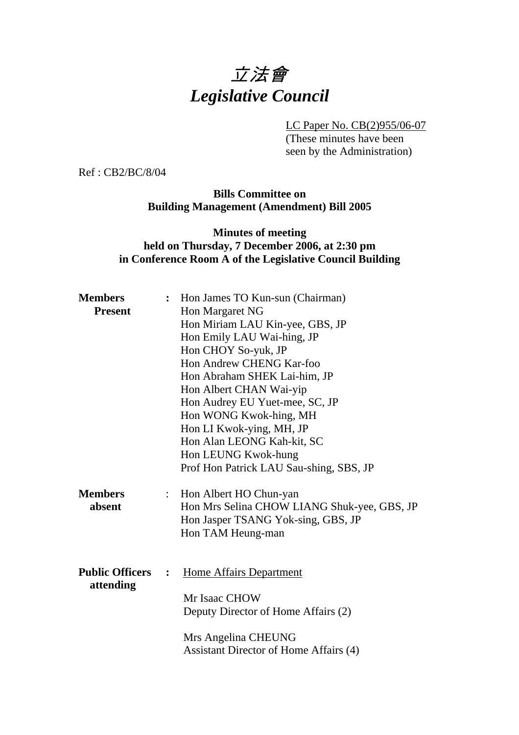# 立法會
# *Legislative Council*

LC Paper No. CB(2)955/06-07
(These minutes have been seen by the Administration)

Ref : CB2/BC/8/04

**Bills Committee on Building Management (Amendment) Bill 2005**

**Minutes of meeting held on Thursday, 7 December 2006, at 2:30 pm in Conference Room A of the Legislative Council Building**

**Members Present** :
Hon James TO Kun-sun (Chairman)
Hon Margaret NG
Hon Miriam LAU Kin-yee, GBS, JP
Hon Emily LAU Wai-hing, JP
Hon CHOY So-yuk, JP
Hon Andrew CHENG Kar-foo
Hon Abraham SHEK Lai-him, JP
Hon Albert CHAN Wai-yip
Hon Audrey EU Yuet-mee, SC, JP
Hon WONG Kwok-hing, MH
Hon LI Kwok-ying, MH, JP
Hon Alan LEONG Kah-kit, SC
Hon LEUNG Kwok-hung
Prof Hon Patrick LAU Sau-shing, SBS, JP

**Members absent** :
Hon Albert HO Chun-yan
Hon Mrs Selina CHOW LIANG Shuk-yee, GBS, JP
Hon Jasper TSANG Yok-sing, GBS, JP
Hon TAM Heung-man

**Public Officers attending** :
Home Affairs Department

Mr Isaac CHOW
Deputy Director of Home Affairs (2)

Mrs Angelina CHEUNG
Assistant Director of Home Affairs (4)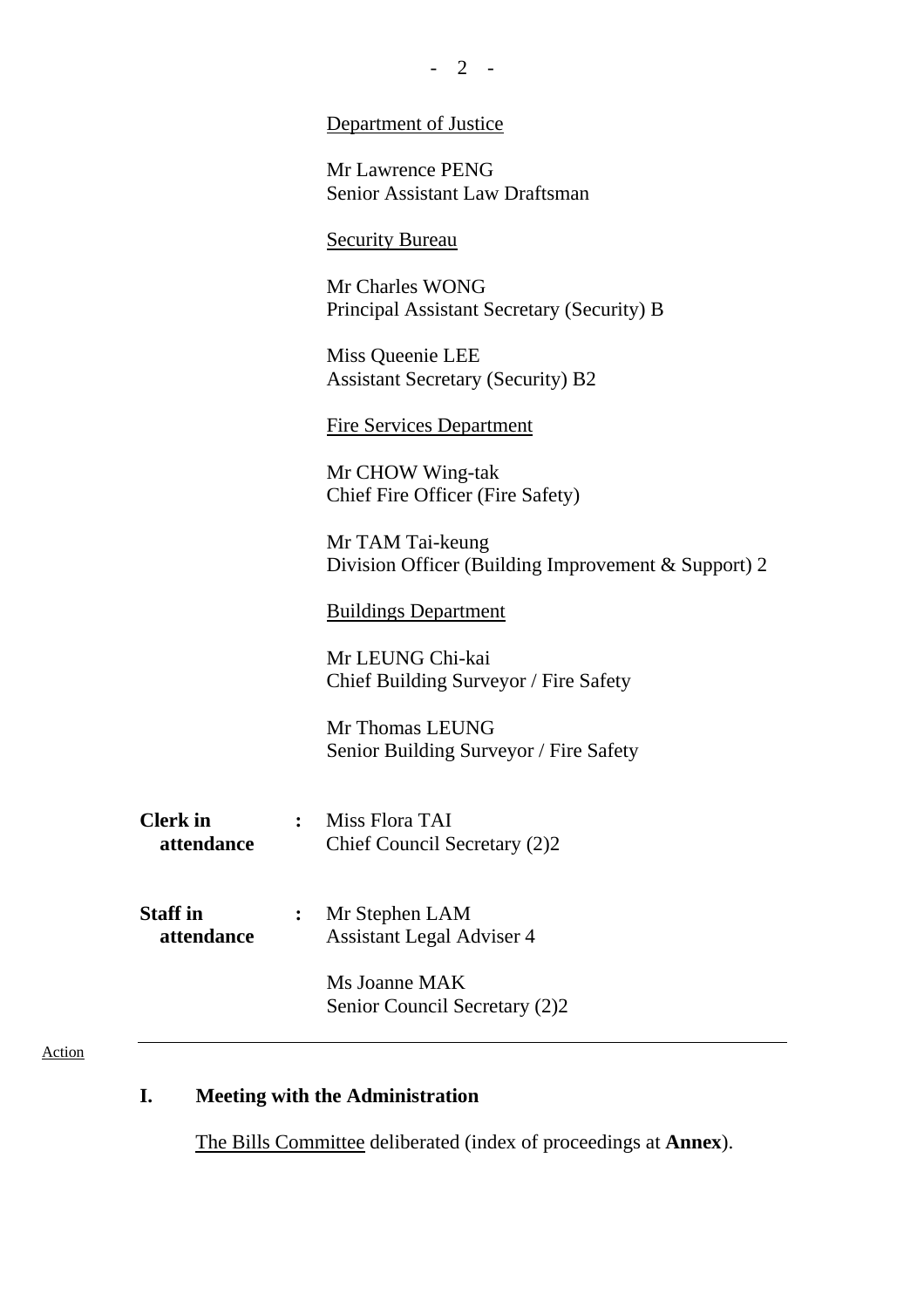Department of Justice

Mr Lawrence PENG
Senior Assistant Law Draftsman

Security Bureau

Mr Charles WONG
Principal Assistant Secretary (Security) B

Miss Queenie LEE
Assistant Secretary (Security) B2

Fire Services Department

Mr CHOW Wing-tak
Chief Fire Officer (Fire Safety)

Mr TAM Tai-keung
Division Officer (Building Improvement & Support) 2

Buildings Department

Mr LEUNG Chi-kai
Chief Building Surveyor / Fire Safety

Mr Thomas LEUNG
Senior Building Surveyor / Fire Safety

**Clerk in attendance** : Miss Flora TAI
Chief Council Secretary (2)2

**Staff in attendance** : Mr Stephen LAM
Assistant Legal Adviser 4

Ms Joanne MAK
Senior Council Secretary (2)2

Action

---

## I. Meeting with the Administration

The Bills Committee deliberated (index of proceedings at **Annex**).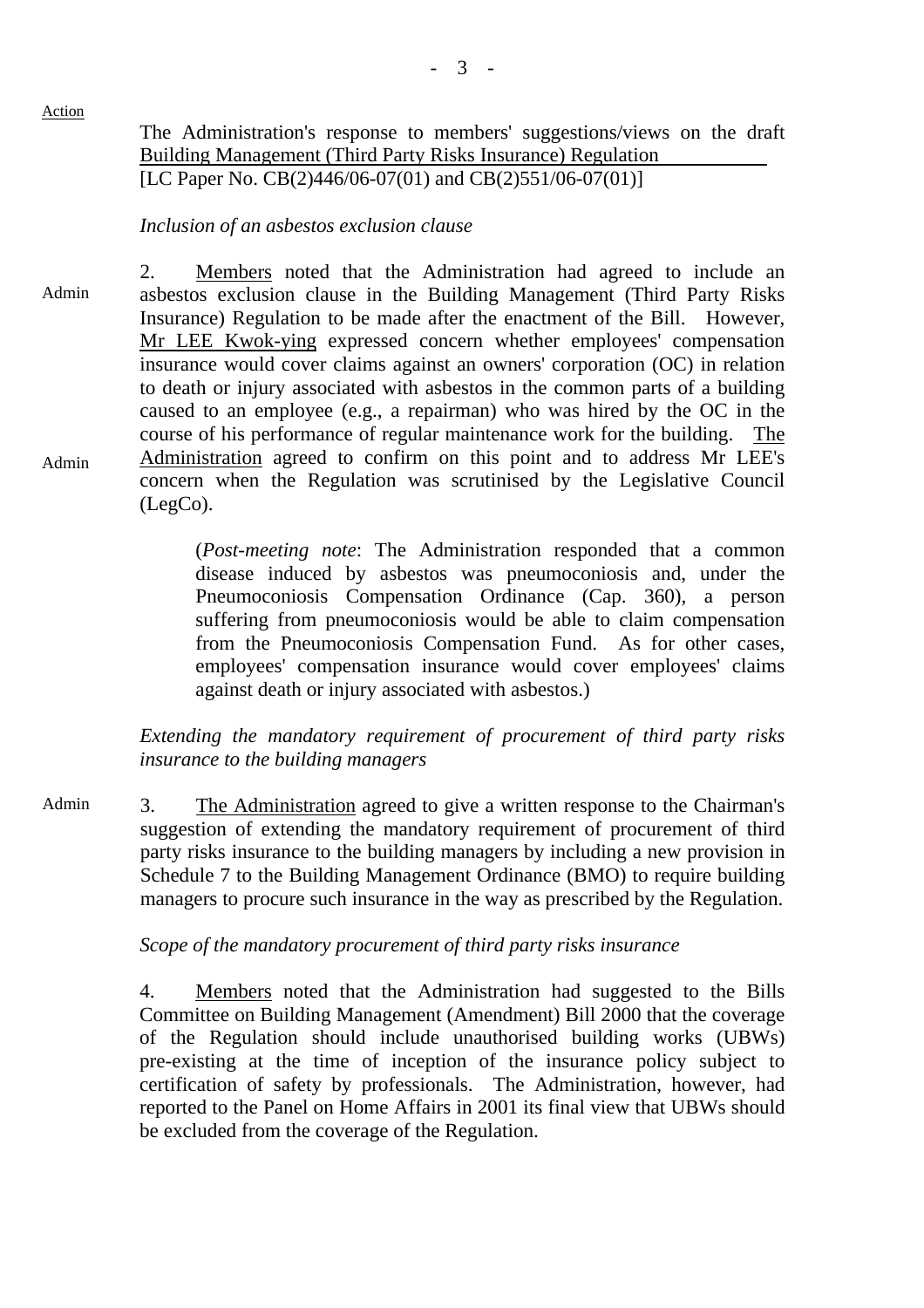Action

The Administration's response to members' suggestions/views on the draft Building Management (Third Party Risks Insurance) Regulation
[LC Paper No. CB(2)446/06-07(01) and CB(2)551/06-07(01)]

*Inclusion of an asbestos exclusion clause*

Admin

2. Members noted that the Administration had agreed to include an asbestos exclusion clause in the Building Management (Third Party Risks Insurance) Regulation to be made after the enactment of the Bill. However, Mr LEE Kwok-ying expressed concern whether employees' compensation insurance would cover claims against an owners' corporation (OC) in relation to death or injury associated with asbestos in the common parts of a building caused to an employee (e.g., a repairman) who was hired by the OC in the course of his performance of regular maintenance work for the building. The Administration agreed to confirm on this point and to address Mr LEE's concern when the Regulation was scrutinised by the Legislative Council (LegCo).

Admin

> (*Post-meeting note*: The Administration responded that a common disease induced by asbestos was pneumoconiosis and, under the Pneumoconiosis Compensation Ordinance (Cap. 360), a person suffering from pneumoconiosis would be able to claim compensation from the Pneumoconiosis Compensation Fund. As for other cases, employees' compensation insurance would cover employees' claims against death or injury associated with asbestos.)

*Extending the mandatory requirement of procurement of third party risks insurance to the building managers*

Admin

3. The Administration agreed to give a written response to the Chairman's suggestion of extending the mandatory requirement of procurement of third party risks insurance to the building managers by including a new provision in Schedule 7 to the Building Management Ordinance (BMO) to require building managers to procure such insurance in the way as prescribed by the Regulation.

*Scope of the mandatory procurement of third party risks insurance*

4. Members noted that the Administration had suggested to the Bills Committee on Building Management (Amendment) Bill 2000 that the coverage of the Regulation should include unauthorised building works (UBWs) pre-existing at the time of inception of the insurance policy subject to certification of safety by professionals. The Administration, however, had reported to the Panel on Home Affairs in 2001 its final view that UBWs should be excluded from the coverage of the Regulation.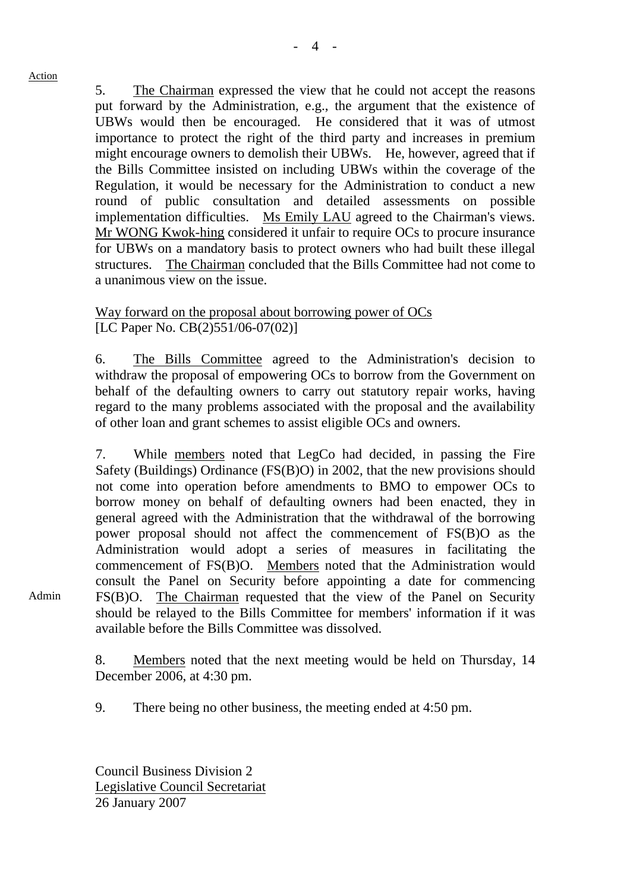Action

5. The Chairman expressed the view that he could not accept the reasons put forward by the Administration, e.g., the argument that the existence of UBWs would then be encouraged. He considered that it was of utmost importance to protect the right of the third party and increases in premium might encourage owners to demolish their UBWs. He, however, agreed that if the Bills Committee insisted on including UBWs within the coverage of the Regulation, it would be necessary for the Administration to conduct a new round of public consultation and detailed assessments on possible implementation difficulties. Ms Emily LAU agreed to the Chairman's views. Mr WONG Kwok-hing considered it unfair to require OCs to procure insurance for UBWs on a mandatory basis to protect owners who had built these illegal structures. The Chairman concluded that the Bills Committee had not come to a unanimous view on the issue.

Way forward on the proposal about borrowing power of OCs
[LC Paper No. CB(2)551/06-07(02)]

6. The Bills Committee agreed to the Administration's decision to withdraw the proposal of empowering OCs to borrow from the Government on behalf of the defaulting owners to carry out statutory repair works, having regard to the many problems associated with the proposal and the availability of other loan and grant schemes to assist eligible OCs and owners.

7. While members noted that LegCo had decided, in passing the Fire Safety (Buildings) Ordinance (FS(B)O) in 2002, that the new provisions should not come into operation before amendments to BMO to empower OCs to borrow money on behalf of defaulting owners had been enacted, they in general agreed with the Administration that the withdrawal of the borrowing power proposal should not affect the commencement of FS(B)O as the Administration would adopt a series of measures in facilitating the commencement of FS(B)O. Members noted that the Administration would consult the Panel on Security before appointing a date for commencing FS(B)O. The Chairman requested that the view of the Panel on Security should be relayed to the Bills Committee for members' information if it was available before the Bills Committee was dissolved. **Admin**

8. Members noted that the next meeting would be held on Thursday, 14 December 2006, at 4:30 pm.

9. There being no other business, the meeting ended at 4:50 pm.

Council Business Division 2
Legislative Council Secretariat
26 January 2007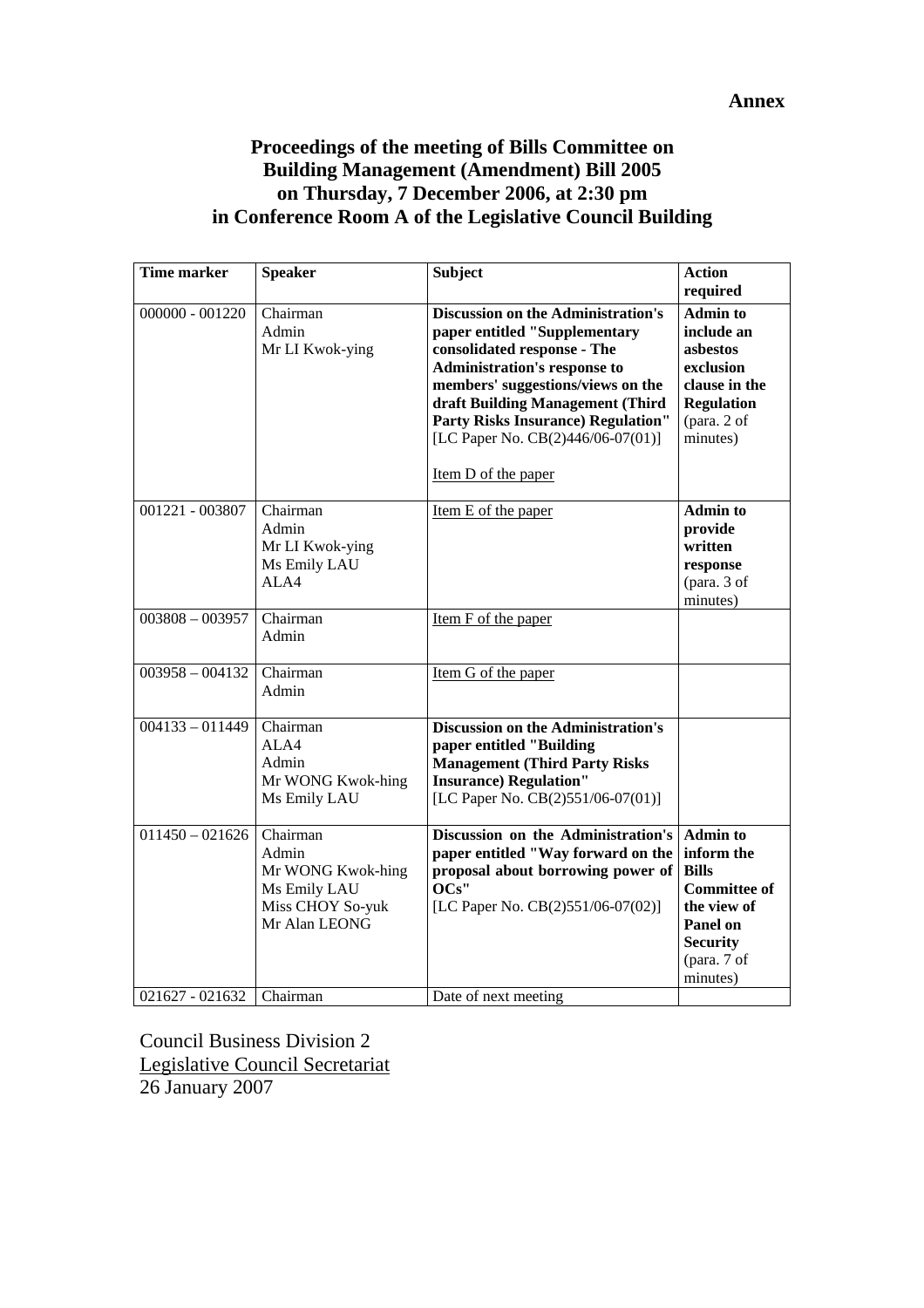**Annex**

# Proceedings of the meeting of Bills Committee on Building Management (Amendment) Bill 2005 on Thursday, 7 December 2006, at 2:30 pm in Conference Room A of the Legislative Council Building

| Time marker | Speaker | Subject | Action required |
|---|---|---|---|
| 000000 - 001220 | Chairman<br>Admin<br>Mr LI Kwok-ying | **Discussion on the Administration's paper entitled "Supplementary consolidated response - The Administration's response to members' suggestions/views on the draft Building Management (Third Party Risks Insurance) Regulation"**<br>[LC Paper No. CB(2)446/06-07(01)]<br><br>Item D of the paper | **Admin to include an asbestos exclusion clause in the Regulation** (para. 2 of minutes) |
| 001221 - 003807 | Chairman<br>Admin<br>Mr LI Kwok-ying<br>Ms Emily LAU<br>ALA4 | Item E of the paper | **Admin to provide written response** (para. 3 of minutes) |
| 003808 – 003957 | Chairman<br>Admin | Item F of the paper | |
| 003958 – 004132 | Chairman<br>Admin | Item G of the paper | |
| 004133 – 011449 | Chairman<br>ALA4<br>Admin<br>Mr WONG Kwok-hing<br>Ms Emily LAU | **Discussion on the Administration's paper entitled "Building Management (Third Party Risks Insurance) Regulation"**<br>[LC Paper No. CB(2)551/06-07(01)] | |
| 011450 – 021626 | Chairman<br>Admin<br>Mr WONG Kwok-hing<br>Ms Emily LAU<br>Miss CHOY So-yuk<br>Mr Alan LEONG | **Discussion on the Administration's paper entitled "Way forward on the proposal about borrowing power of OCs"**<br>[LC Paper No. CB(2)551/06-07(02)] | **Admin to inform the Bills Committee of the view of Panel on Security** (para. 7 of minutes) |
| 021627 - 021632 | Chairman | Date of next meeting | |

Council Business Division 2
Legislative Council Secretariat
26 January 2007